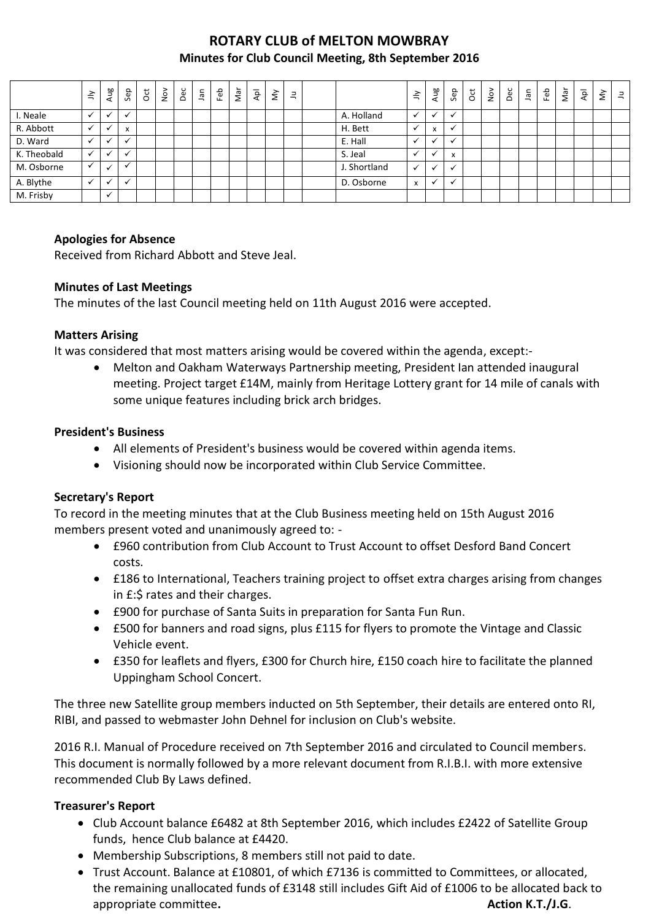# ROTARY CLUB of MELTON MOWBRAY

## Minutes for Club Council Meeting, 8th September 2016

| | Jly | Aug | Sep | Oct | Nov | Dec | Jan | Feb | Mar | Apl | My | Ju | | | Jly | Aug | Sep | Oct | Nov | Dec | Jan | Feb | Mar | Apl | My | Ju |
|---|---|---|---|---|---|---|---|---|---|---|---|---|---|---|---|---|---|---|---|---|---|---|---|---|---|---|
| I. Neale | ✓ | ✓ | ✓ | | | | | | | | | | | A. Holland | ✓ | ✓ | ✓ | | | | | | | | | |
| R. Abbott | ✓ | ✓ | x | | | | | | | | | | | H. Bett | ✓ | x | ✓ | | | | | | | | | |
| D. Ward | ✓ | ✓ | ✓ | | | | | | | | | | | E. Hall | ✓ | ✓ | ✓ | | | | | | | | | |
| K. Theobald | ✓ | ✓ | ✓ | | | | | | | | | | | S. Jeal | ✓ | ✓ | x | | | | | | | | | |
| M. Osborne | ✓ | ✓ | ✓ | | | | | | | | | | | J. Shortland | ✓ | ✓ | ✓ | | | | | | | | | |
| A. Blythe | ✓ | ✓ | ✓ | | | | | | | | | | | D. Osborne | x | ✓ | ✓ | | | | | | | | | |
| M. Frisby | | ✓ | | | | | | | | | | | | | | | | | | | | | | | | |

**Apologies for Absence**

Received from Richard Abbott and Steve Jeal.

**Minutes of Last Meetings**

The minutes of the last Council meeting held on 11th August 2016 were accepted.

**Matters Arising**

It was considered that most matters arising would be covered within the agenda, except:-

- Melton and Oakham Waterways Partnership meeting, President Ian attended inaugural meeting. Project target £14M, mainly from Heritage Lottery grant for 14 mile of canals with some unique features including brick arch bridges.

**President's Business**

- All elements of President's business would be covered within agenda items.
- Visioning should now be incorporated within Club Service Committee.

**Secretary's Report**

To record in the meeting minutes that at the Club Business meeting held on 15th August 2016 members present voted and unanimously agreed to: -

- £960 contribution from Club Account to Trust Account to offset Desford Band Concert costs.
- £186 to International, Teachers training project to offset extra charges arising from changes in £:$ rates and their charges.
- £900 for purchase of Santa Suits in preparation for Santa Fun Run.
- £500 for banners and road signs, plus £115 for flyers to promote the Vintage and Classic Vehicle event.
- £350 for leaflets and flyers, £300 for Church hire, £150 coach hire to facilitate the planned Uppingham School Concert.

The three new Satellite group members inducted on 5th September, their details are entered onto RI, RIBI, and passed to webmaster John Dehnel for inclusion on Club's website.

2016 R.I. Manual of Procedure received on 7th September 2016 and circulated to Council members. This document is normally followed by a more relevant document from R.I.B.I. with more extensive recommended Club By Laws defined.

**Treasurer's Report**

- Club Account balance £6482 at 8th September 2016, which includes £2422 of Satellite Group funds, hence Club balance at £4420.
- Membership Subscriptions, 8 members still not paid to date.
- Trust Account. Balance at £10801, of which £7136 is committed to Committees, or allocated, the remaining unallocated funds of £3148 still includes Gift Aid of £1006 to be allocated back to appropriate committee. **Action K.T./J.G**.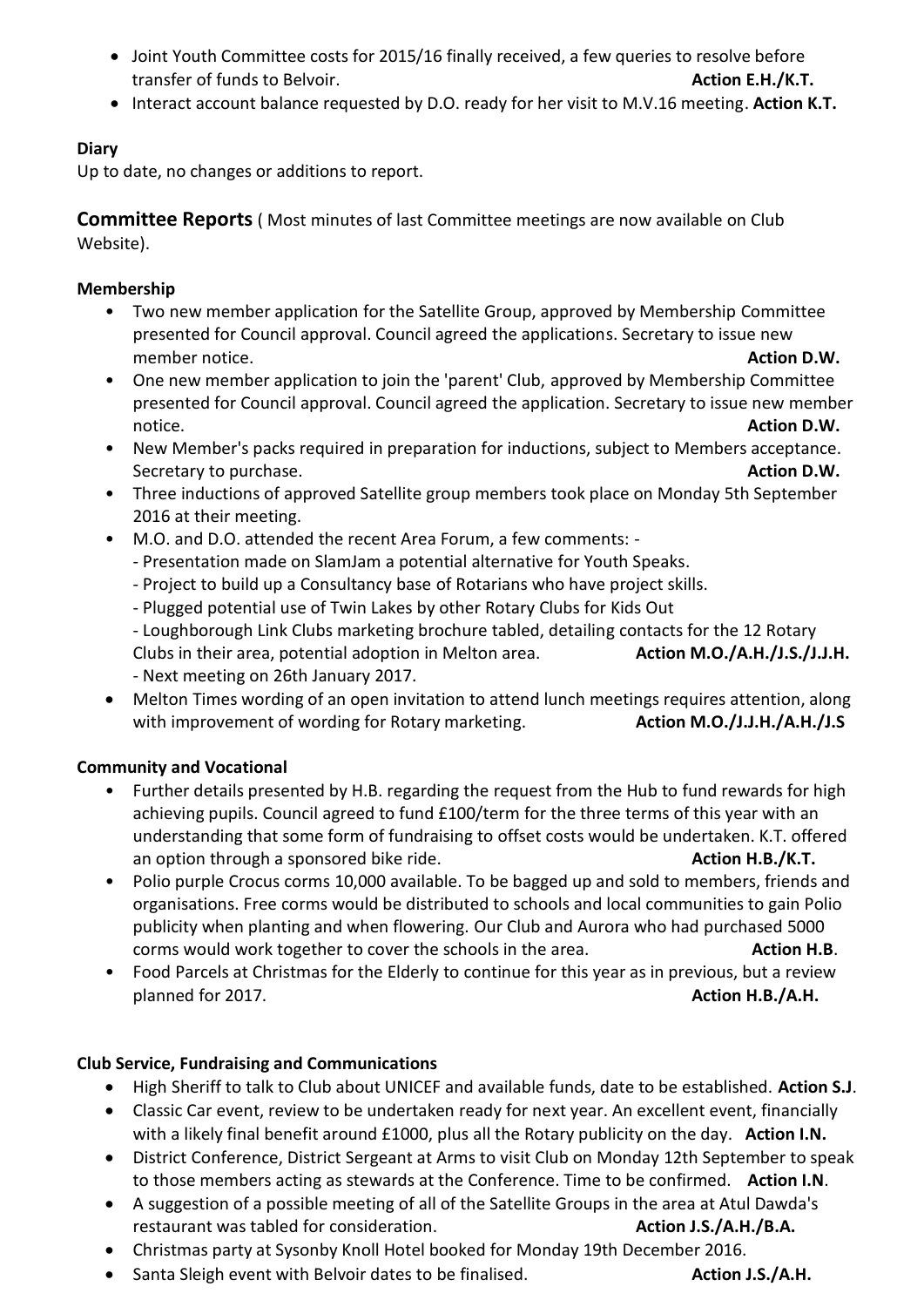- Joint Youth Committee costs for 2015/16 finally received, a few queries to resolve before transfer of funds to Belvoir. **Action E.H./K.T.**
- Interact account balance requested by D.O. ready for her visit to M.V.16 meeting. **Action K.T.**

**Diary**

Up to date, no changes or additions to report.

## Committee Reports

( Most minutes of last Committee meetings are now available on Club Website).

**Membership**

- Two new member application for the Satellite Group, approved by Membership Committee presented for Council approval. Council agreed the applications. Secretary to issue new member notice. **Action D.W.**
- One new member application to join the 'parent' Club, approved by Membership Committee presented for Council approval. Council agreed the application. Secretary to issue new member notice. **Action D.W.**
- New Member's packs required in preparation for inductions, subject to Members acceptance. Secretary to purchase. **Action D.W.**
- Three inductions of approved Satellite group members took place on Monday 5th September 2016 at their meeting.
- M.O. and D.O. attended the recent Area Forum, a few comments: -
  - Presentation made on SlamJam a potential alternative for Youth Speaks.
  - Project to build up a Consultancy base of Rotarians who have project skills.
  - Plugged potential use of Twin Lakes by other Rotary Clubs for Kids Out
  - Loughborough Link Clubs marketing brochure tabled, detailing contacts for the 12 Rotary Clubs in their area, potential adoption in Melton area. **Action M.O./A.H./J.S./J.J.H.**
  - Next meeting on 26th January 2017.
- Melton Times wording of an open invitation to attend lunch meetings requires attention, along with improvement of wording for Rotary marketing. **Action M.O./J.J.H./A.H./J.S**

**Community and Vocational**

- Further details presented by H.B. regarding the request from the Hub to fund rewards for high achieving pupils. Council agreed to fund £100/term for the three terms of this year with an understanding that some form of fundraising to offset costs would be undertaken. K.T. offered an option through a sponsored bike ride. **Action H.B./K.T.**
- Polio purple Crocus corms 10,000 available. To be bagged up and sold to members, friends and organisations. Free corms would be distributed to schools and local communities to gain Polio publicity when planting and when flowering. Our Club and Aurora who had purchased 5000 corms would work together to cover the schools in the area. **Action H.B**.
- Food Parcels at Christmas for the Elderly to continue for this year as in previous, but a review planned for 2017. **Action H.B./A.H.**

**Club Service, Fundraising and Communications**

- High Sheriff to talk to Club about UNICEF and available funds, date to be established. **Action S.J**.
- Classic Car event, review to be undertaken ready for next year. An excellent event, financially with a likely final benefit around £1000, plus all the Rotary publicity on the day. **Action I.N.**
- District Conference, District Sergeant at Arms to visit Club on Monday 12th September to speak to those members acting as stewards at the Conference. Time to be confirmed. **Action I.N**.
- A suggestion of a possible meeting of all of the Satellite Groups in the area at Atul Dawda's restaurant was tabled for consideration. **Action J.S./A.H./B.A.**
- Christmas party at Sysonby Knoll Hotel booked for Monday 19th December 2016.
- Santa Sleigh event with Belvoir dates to be finalised. **Action J.S./A.H.**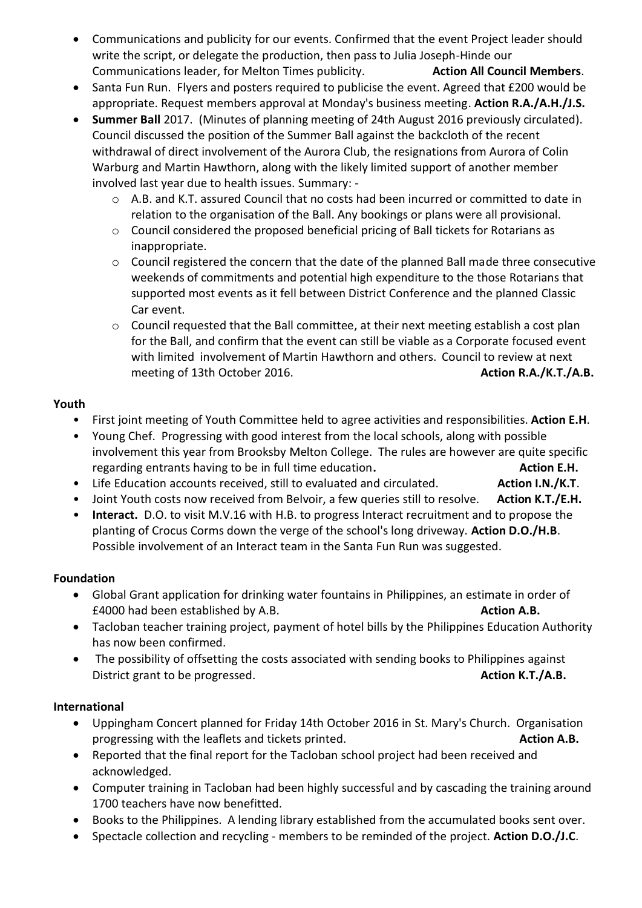- Communications and publicity for our events. Confirmed that the event Project leader should write the script, or delegate the production, then pass to Julia Joseph-Hinde our Communications leader, for Melton Times publicity. **Action All Council Members**.
- Santa Fun Run. Flyers and posters required to publicise the event. Agreed that £200 would be appropriate. Request members approval at Monday's business meeting. **Action R.A./A.H./J.S.**
- **Summer Ball** 2017. (Minutes of planning meeting of 24th August 2016 previously circulated). Council discussed the position of the Summer Ball against the backcloth of the recent withdrawal of direct involvement of the Aurora Club, the resignations from Aurora of Colin Warburg and Martin Hawthorn, along with the likely limited support of another member involved last year due to health issues. Summary: -
  - A.B. and K.T. assured Council that no costs had been incurred or committed to date in relation to the organisation of the Ball. Any bookings or plans were all provisional.
  - Council considered the proposed beneficial pricing of Ball tickets for Rotarians as inappropriate.
  - Council registered the concern that the date of the planned Ball made three consecutive weekends of commitments and potential high expenditure to the those Rotarians that supported most events as it fell between District Conference and the planned Classic Car event.
  - Council requested that the Ball committee, at their next meeting establish a cost plan for the Ball, and confirm that the event can still be viable as a Corporate focused event with limited involvement of Martin Hawthorn and others. Council to review at next meeting of 13th October 2016. **Action R.A./K.T./A.B.**

**Youth**

- First joint meeting of Youth Committee held to agree activities and responsibilities. **Action E.H**.
- Young Chef. Progressing with good interest from the local schools, along with possible involvement this year from Brooksby Melton College. The rules are however are quite specific regarding entrants having to be in full time education**.** **Action E.H.**
- Life Education accounts received, still to evaluated and circulated. **Action I.N./K.T**.
- Joint Youth costs now received from Belvoir, a few queries still to resolve. **Action K.T./E.H.**
- **Interact.** D.O. to visit M.V.16 with H.B. to progress Interact recruitment and to propose the planting of Crocus Corms down the verge of the school's long driveway. **Action D.O./H.B**. Possible involvement of an Interact team in the Santa Fun Run was suggested.

**Foundation**

- Global Grant application for drinking water fountains in Philippines, an estimate in order of £4000 had been established by A.B. **Action A.B.**
- Tacloban teacher training project, payment of hotel bills by the Philippines Education Authority has now been confirmed.
- The possibility of offsetting the costs associated with sending books to Philippines against District grant to be progressed. **Action K.T./A.B.**

**International**

- Uppingham Concert planned for Friday 14th October 2016 in St. Mary's Church. Organisation progressing with the leaflets and tickets printed. **Action A.B.**
- Reported that the final report for the Tacloban school project had been received and acknowledged.
- Computer training in Tacloban had been highly successful and by cascading the training around 1700 teachers have now benefitted.
- Books to the Philippines. A lending library established from the accumulated books sent over.
- Spectacle collection and recycling - members to be reminded of the project. **Action D.O./J.C**.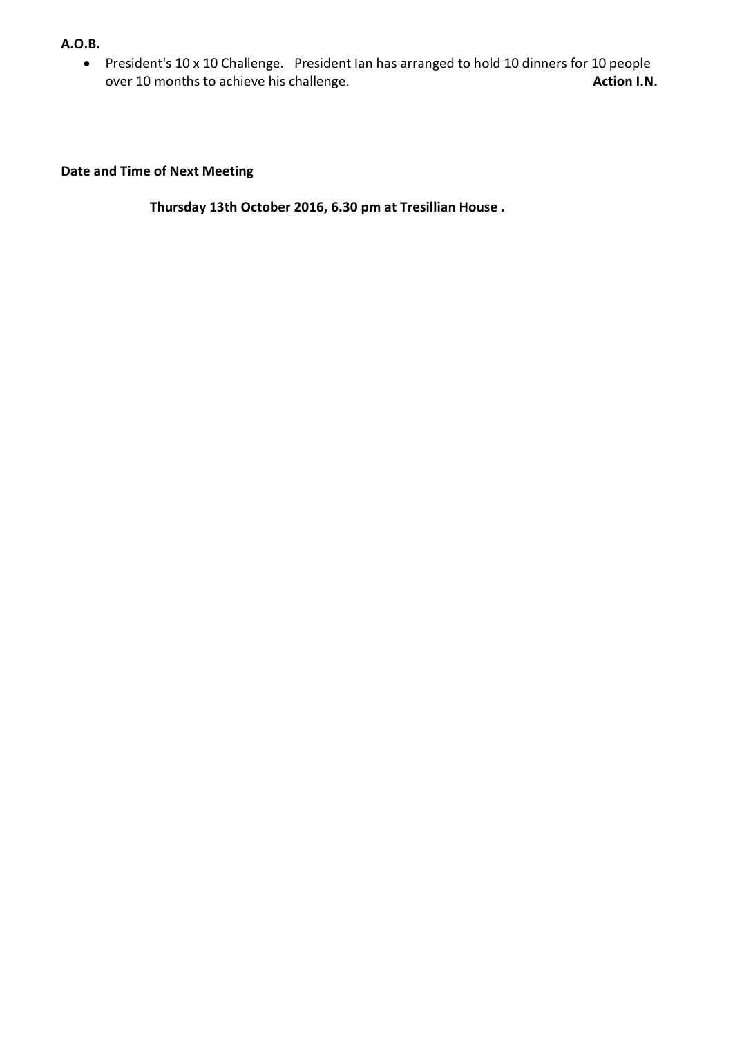**A.O.B.**

- President's 10 x 10 Challenge. President Ian has arranged to hold 10 dinners for 10 people over 10 months to achieve his challenge. **Action I.N.**

**Date and Time of Next Meeting**

**Thursday 13th October 2016, 6.30 pm at Tresillian House .**